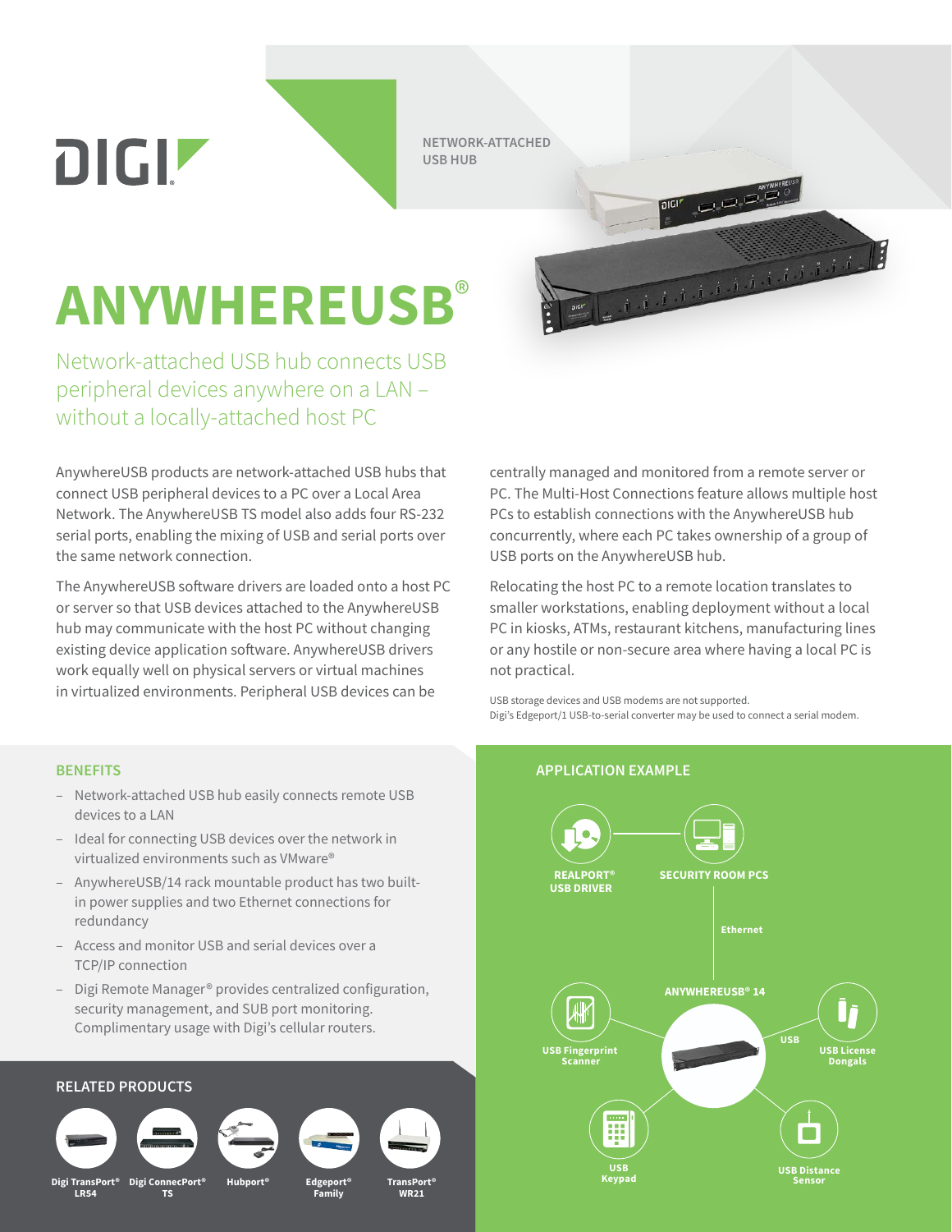DIGI

NETWORK-ATTACHED USB HUB

# ANYWHEREUSB®

## Network-attached USB hub connects USB peripheral devices anywhere on a LAN – without a locally-attached host PC

AnywhereUSB products are network-attached USB hubs that connect USB peripheral devices to a PC over a Local Area Network. The AnywhereUSB TS model also adds four RS-232 serial ports, enabling the mixing of USB and serial ports over the same network connection.

The AnywhereUSB software drivers are loaded onto a host PC or server so that USB devices attached to the AnywhereUSB hub may communicate with the host PC without changing existing device application software. AnywhereUSB drivers work equally well on physical servers or virtual machines in virtualized environments. Peripheral USB devices can be centrally managed and monitored from a remote server or PC. The Multi-Host Connections feature allows multiple host PCs to establish connections with the AnywhereUSB hub concurrently, where each PC takes ownership of a group of USB ports on the AnywhereUSB hub.

Relocating the host PC to a remote location translates to smaller workstations, enabling deployment without a local PC in kiosks, ATMs, restaurant kitchens, manufacturing lines or any hostile or non-secure area where having a local PC is not practical.

USB storage devices and USB modems are not supported.
Digi's Edgeport/1 USB-to-serial converter may be used to connect a serial modem.

### BENEFITS

- Network-attached USB hub easily connects remote USB devices to a LAN
- Ideal for connecting USB devices over the network in virtualized environments such as VMware®
- AnywhereUSB/14 rack mountable product has two built-in power supplies and two Ethernet connections for redundancy
- Access and monitor USB and serial devices over a TCP/IP connection
- Digi Remote Manager® provides centralized configuration, security management, and SUB port monitoring. Complimentary usage with Digi's cellular routers.

### RELATED PRODUCTS

Digi TransPort® LR54 · Digi ConnecPort® TS · Hubport® · Edgeport® Family · TransPort® WR21

### APPLICATION EXAMPLE

REALPORT® USB DRIVER — SECURITY ROOM PCS — Ethernet — ANYWHEREUSB® 14 — USB — USB Fingerprint Scanner, USB License Dongals, USB Keypad, USB Distance Sensor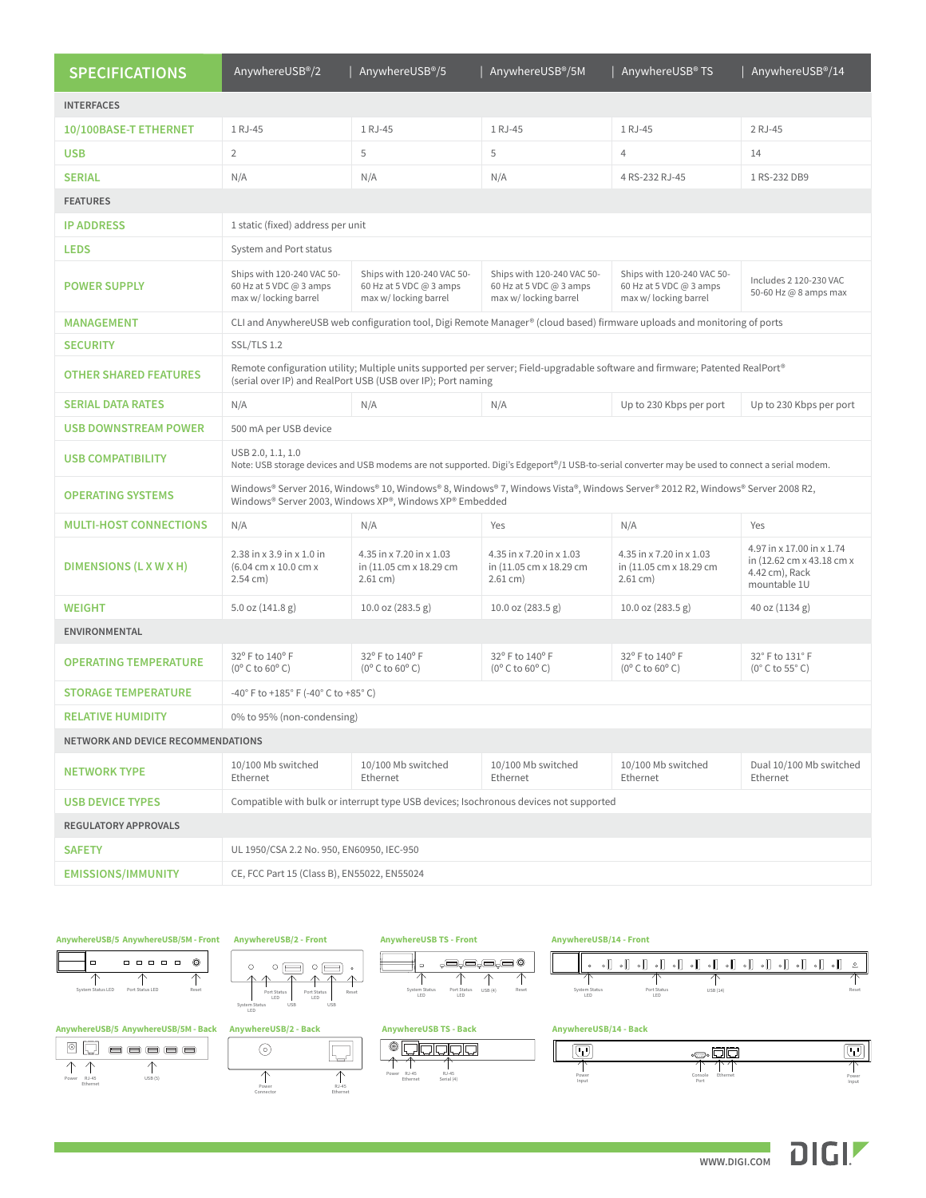| SPECIFICATIONS | AnywhereUSB®/2 | AnywhereUSB®/5 | AnywhereUSB®/5M | AnywhereUSB® TS | AnywhereUSB®/14 |
|---|---|---|---|---|---|
| **INTERFACES** | | | | | |
| 10/100BASE-T ETHERNET | 1 RJ-45 | 1 RJ-45 | 1 RJ-45 | 1 RJ-45 | 2 RJ-45 |
| USB | 2 | 5 | 5 | 4 | 14 |
| SERIAL | N/A | N/A | N/A | 4 RS-232 RJ-45 | 1 RS-232 DB9 |
| **FEATURES** | | | | | |
| IP ADDRESS | 1 static (fixed) address per unit | | | | |
| LEDS | System and Port status | | | | |
| POWER SUPPLY | Ships with 120-240 VAC 50-60 Hz at 5 VDC @ 3 amps max w/ locking barrel | Ships with 120-240 VAC 50-60 Hz at 5 VDC @ 3 amps max w/ locking barrel | Ships with 120-240 VAC 50-60 Hz at 5 VDC @ 3 amps max w/ locking barrel | Ships with 120-240 VAC 50-60 Hz at 5 VDC @ 3 amps max w/ locking barrel | Includes 2 120-230 VAC 50-60 Hz @ 8 amps max |
| MANAGEMENT | CLI and AnywhereUSB web configuration tool, Digi Remote Manager® (cloud based) firmware uploads and monitoring of ports | | | | |
| SECURITY | SSL/TLS 1.2 | | | | |
| OTHER SHARED FEATURES | Remote configuration utility; Multiple units supported per server; Field-upgradable software and firmware; Patented RealPort® (serial over IP) and RealPort USB (USB over IP); Port naming | | | | |
| SERIAL DATA RATES | N/A | N/A | N/A | Up to 230 Kbps per port | Up to 230 Kbps per port |
| USB DOWNSTREAM POWER | 500 mA per USB device | | | | |
| USB COMPATIBILITY | USB 2.0, 1.1, 1.0<br>Note: USB storage devices and USB modems are not supported. Digi's Edgeport®/1 USB-to-serial converter may be used to connect a serial modem. | | | | |
| OPERATING SYSTEMS | Windows® Server 2016, Windows® 10, Windows® 8, Windows® 7, Windows Vista®, Windows Server® 2012 R2, Windows® Server 2008 R2, Windows® Server 2003, Windows XP®, Windows XP® Embedded | | | | |
| MULTI-HOST CONNECTIONS | N/A | N/A | Yes | N/A | Yes |
| DIMENSIONS (L X W X H) | 2.38 in x 3.9 in x 1.0 in (6.04 cm x 10.0 cm x 2.54 cm) | 4.35 in x 7.20 in x 1.03 in (11.05 cm x 18.29 cm 2.61 cm) | 4.35 in x 7.20 in x 1.03 in (11.05 cm x 18.29 cm 2.61 cm) | 4.35 in x 7.20 in x 1.03 in (11.05 cm x 18.29 cm 2.61 cm) | 4.97 in x 17.00 in x 1.74 in (12.62 cm x 43.18 cm x 4.42 cm), Rack mountable 1U |
| WEIGHT | 5.0 oz (141.8 g) | 10.0 oz (283.5 g) | 10.0 oz (283.5 g) | 10.0 oz (283.5 g) | 40 oz (1134 g) |
| **ENVIRONMENTAL** | | | | | |
| OPERATING TEMPERATURE | 32° F to 140° F (0° C to 60° C) | 32° F to 140° F (0° C to 60° C) | 32° F to 140° F (0° C to 60° C) | 32° F to 140° F (0° C to 60° C) | 32° F to 131° F (0° C to 55° C) |
| STORAGE TEMPERATURE | -40° F to +185° F (-40° C to +85° C) | | | | |
| RELATIVE HUMIDITY | 0% to 95% (non-condensing) | | | | |
| **NETWORK AND DEVICE RECOMMENDATIONS** | | | | | |
| NETWORK TYPE | 10/100 Mb switched Ethernet | 10/100 Mb switched Ethernet | 10/100 Mb switched Ethernet | 10/100 Mb switched Ethernet | Dual 10/100 Mb switched Ethernet |
| USB DEVICE TYPES | Compatible with bulk or interrupt type USB devices; Isochronous devices not supported | | | | |
| **REGULATORY APPROVALS** | | | | | |
| SAFETY | UL 1950/CSA 2.2 No. 950, EN60950, IEC-950 | | | | |
| EMISSIONS/IMMUNITY | CE, FCC Part 15 (Class B), EN55022, EN55024 | | | | |

**AnywhereUSB/5 AnywhereUSB/5M - Front**

System Status LED — Port Status LED — Reset

**AnywhereUSB/2 - Front**

System Status LED — Port Status LED — USB — Port Status LED — USB — Reset

**AnywhereUSB TS - Front**

System Status LED — Port Status LED — USB (4) — Reset

**AnywhereUSB/14 - Front**

System Status LED — Port Status LED — USB (14) — Reset

**AnywhereUSB/5 AnywhereUSB/5M - Back**

Power — RJ-45 Ethernet — USB (5)

**AnywhereUSB/2 - Back**

Power Connector — RJ-45 Ethernet

**AnywhereUSB TS - Back**

Power — RJ-45 Ethernet — RJ-45 Serial (4)

**AnywhereUSB/14 - Back**

Power Input — Console Port — Ethernet — Power Input

WWW.DIGI.COM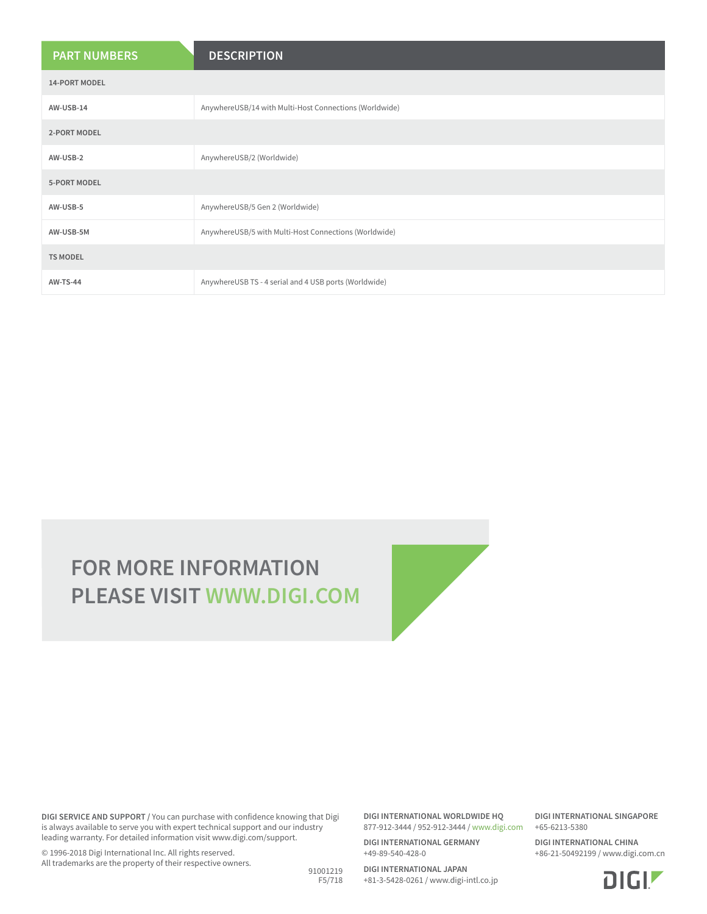| PART NUMBERS | DESCRIPTION |
|---|---|
| **14-PORT MODEL** | |
| **AW-USB-14** | AnywhereUSB/14 with Multi-Host Connections (Worldwide) |
| **2-PORT MODEL** | |
| **AW-USB-2** | AnywhereUSB/2 (Worldwide) |
| **5-PORT MODEL** | |
| **AW-USB-5** | AnywhereUSB/5 Gen 2 (Worldwide) |
| **AW-USB-5M** | AnywhereUSB/5 with Multi-Host Connections (Worldwide) |
| **TS MODEL** | |
| **AW-TS-44** | AnywhereUSB TS - 4 serial and 4 USB ports (Worldwide) |

## FOR MORE INFORMATION PLEASE VISIT WWW.DIGI.COM

**DIGI SERVICE AND SUPPORT /** You can purchase with confidence knowing that Digi is always available to serve you with expert technical support and our industry leading warranty. For detailed information visit www.digi.com/support.

© 1996-2018 Digi International Inc. All rights reserved.
All trademarks are the property of their respective owners.

91001219
F5/718

**DIGI INTERNATIONAL WORLDWIDE HQ**
877-912-3444 / 952-912-3444 / www.digi.com

**DIGI INTERNATIONAL GERMANY**
+49-89-540-428-0

**DIGI INTERNATIONAL JAPAN**
+81-3-5428-0261 / www.digi-intl.co.jp

**DIGI INTERNATIONAL SINGAPORE**
+65-6213-5380

**DIGI INTERNATIONAL CHINA**
+86-21-50492199 / www.digi.com.cn